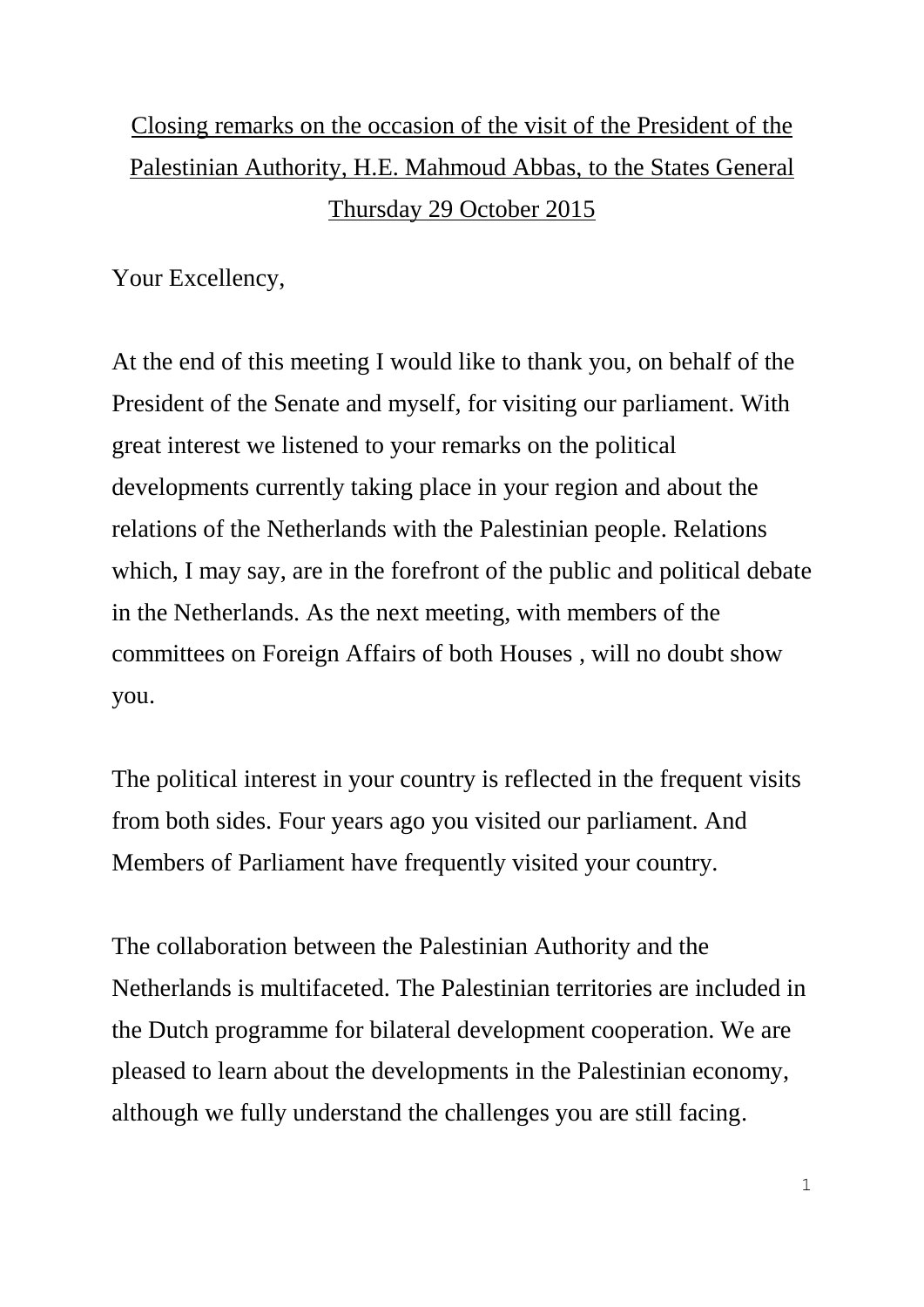Closing remarks on the occasion of the visit of the President of the Palestinian Authority, H.E. Mahmoud Abbas, to the States General Thursday 29 October 2015

Your Excellency,

At the end of this meeting I would like to thank you, on behalf of the President of the Senate and myself, for visiting our parliament. With great interest we listened to your remarks on the political developments currently taking place in your region and about the relations of the Netherlands with the Palestinian people. Relations which, I may say, are in the forefront of the public and political debate in the Netherlands. As the next meeting, with members of the committees on Foreign Affairs of both Houses , will no doubt show you.

The political interest in your country is reflected in the frequent visits from both sides. Four years ago you visited our parliament. And Members of Parliament have frequently visited your country.

The collaboration between the Palestinian Authority and the Netherlands is multifaceted. The Palestinian territories are included in the Dutch programme for bilateral development cooperation. We are pleased to learn about the developments in the Palestinian economy, although we fully understand the challenges you are still facing.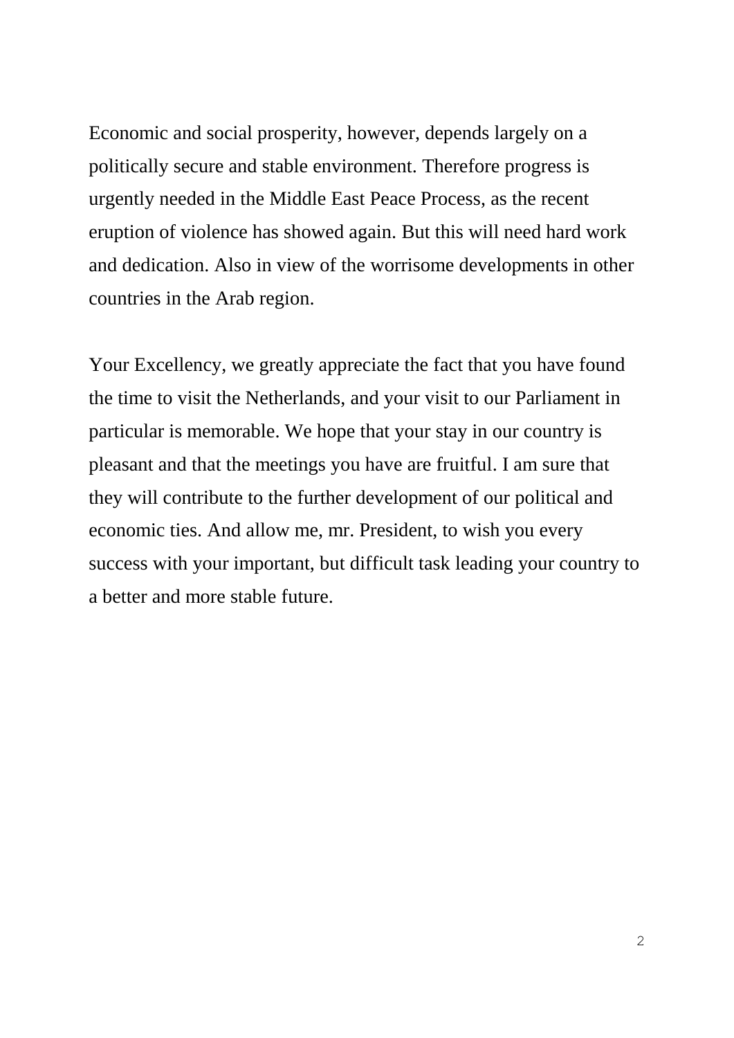Economic and social prosperity, however, depends largely on a politically secure and stable environment. Therefore progress is urgently needed in the Middle East Peace Process, as the recent eruption of violence has showed again. But this will need hard work and dedication. Also in view of the worrisome developments in other countries in the Arab region.

Your Excellency, we greatly appreciate the fact that you have found the time to visit the Netherlands, and your visit to our Parliament in particular is memorable. We hope that your stay in our country is pleasant and that the meetings you have are fruitful. I am sure that they will contribute to the further development of our political and economic ties. And allow me, mr. President, to wish you every success with your important, but difficult task leading your country to a better and more stable future.